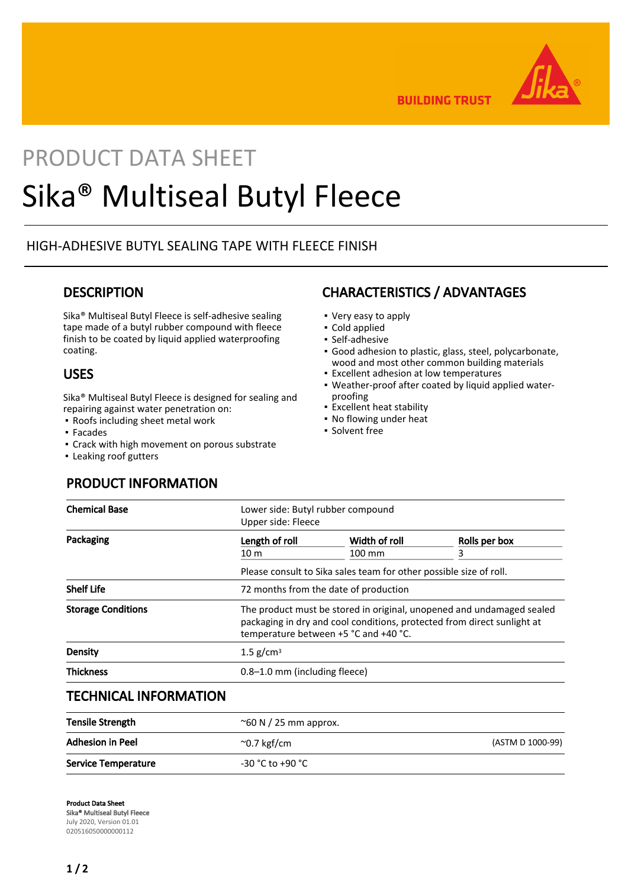PRODUCT DATA SHEET

# Sika® Multiseal Butyl Fleece

HIGH-ADHESIVE BUTYL SEALING TAPE WITH FLEECE FINISH

## DESCRIPTION

Sika® Multiseal Butyl Fleece is self-adhesive sealing tape made of a butyl rubber compound with fleece finish to be coated by liquid applied waterproofing coating.

## USES

Sika® Multiseal Butyl Fleece is designed for sealing and repairing against water penetration on:

- Roofs including sheet metal work
- Facades
- Crack with high movement on porous substrate
- Leaking roof gutters

## CHARACTERISTICS / ADVANTAGES

- Very easy to apply
- Cold applied
- Self-adhesive
- Good adhesion to plastic, glass, steel, polycarbonate, wood and most other common building materials
- Excellent adhesion at low temperatures
- Weather-proof after coated by liquid applied water-proofing
- Excellent heat stability
- No flowing under heat
- Solvent free

## PRODUCT INFORMATION

| | | | |
|---|---|---|---|
| **Chemical Base** | Lower side: Butyl rubber compound<br>Upper side: Fleece | | |
| **Packaging** | **Length of roll** | **Width of roll** | **Rolls per box** |
| | 10 m | 100 mm | 3 |
| | Please consult to Sika sales team for other possible size of roll. | | |
| **Shelf Life** | 72 months from the date of production | | |
| **Storage Conditions** | The product must be stored in original, unopened and undamaged sealed packaging in dry and cool conditions, protected from direct sunlight at temperature between +5 °C and +40 °C. | | |
| **Density** | 1.5 g/cm³ | | |
| **Thickness** | 0.8–1.0 mm (including fleece) | | |

## TECHNICAL INFORMATION

| | | |
|---|---|---|
| **Tensile Strength** | ~60 N / 25 mm approx. | |
| **Adhesion in Peel** | ~0.7 kgf/cm | (ASTM D 1000-99) |
| **Service Temperature** | -30 °C to +90 °C | |

**Product Data Sheet**
Sika® Multiseal Butyl Fleece
July 2020, Version 01.01
020516050000000112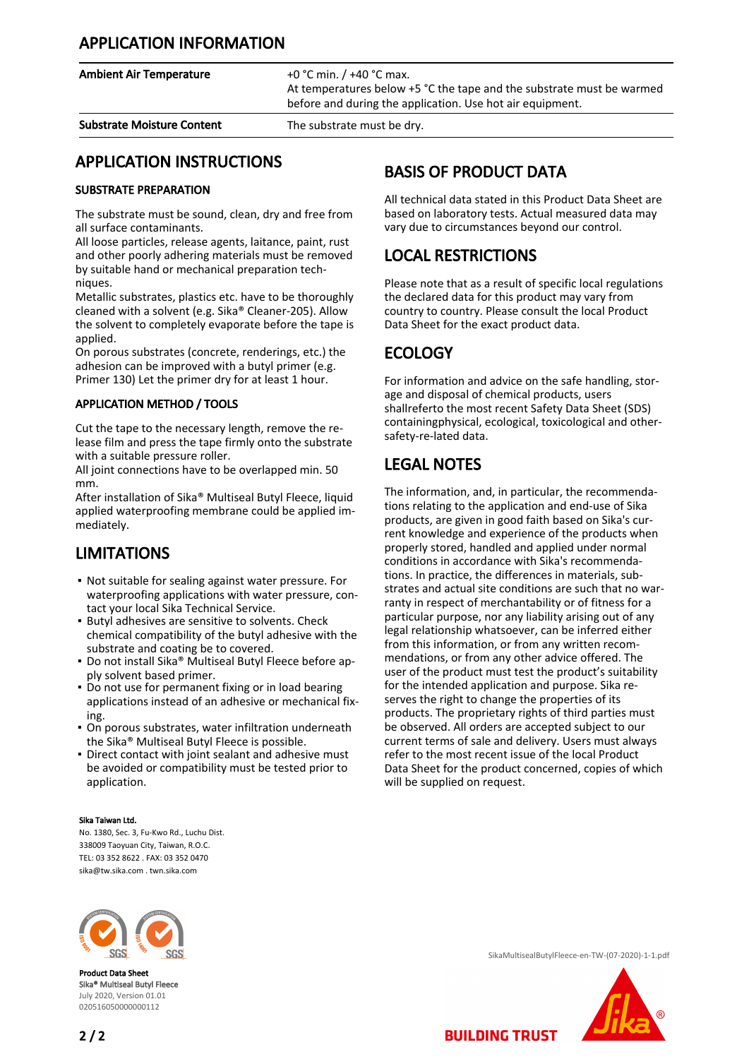## APPLICATION INFORMATION

| | |
|---|---|
| **Ambient Air Temperature** | +0 °C min. / +40 °C max.<br>At temperatures below +5 °C the tape and the substrate must be warmed before and during the application. Use hot air equipment. |
| **Substrate Moisture Content** | The substrate must be dry. |

## APPLICATION INSTRUCTIONS

### SUBSTRATE PREPARATION

The substrate must be sound, clean, dry and free from all surface contaminants.
All loose particles, release agents, laitance, paint, rust and other poorly adhering materials must be removed by suitable hand or mechanical preparation techniques.
Metallic substrates, plastics etc. have to be thoroughly cleaned with a solvent (e.g. Sika® Cleaner-205). Allow the solvent to completely evaporate before the tape is applied.
On porous substrates (concrete, renderings, etc.) the adhesion can be improved with a butyl primer (e.g. Primer 130) Let the primer dry for at least 1 hour.

### APPLICATION METHOD / TOOLS

Cut the tape to the necessary length, remove the release film and press the tape firmly onto the substrate with a suitable pressure roller.
All joint connections have to be overlapped min. 50 mm.
After installation of Sika® Multiseal Butyl Fleece, liquid applied waterproofing membrane could be applied immediately.

## LIMITATIONS

- Not suitable for sealing against water pressure. For waterproofing applications with water pressure, contact your local Sika Technical Service.
- Butyl adhesives are sensitive to solvents. Check chemical compatibility of the butyl adhesive with the substrate and coating be to covered.
- Do not install Sika® Multiseal Butyl Fleece before apply solvent based primer.
- Do not use for permanent fixing or in load bearing applications instead of an adhesive or mechanical fixing.
- On porous substrates, water infiltration underneath the Sika® Multiseal Butyl Fleece is possible.
- Direct contact with joint sealant and adhesive must be avoided or compatibility must be tested prior to application.

## BASIS OF PRODUCT DATA

All technical data stated in this Product Data Sheet are based on laboratory tests. Actual measured data may vary due to circumstances beyond our control.

## LOCAL RESTRICTIONS

Please note that as a result of specific local regulations the declared data for this product may vary from country to country. Please consult the local Product Data Sheet for the exact product data.

## ECOLOGY

For information and advice on the safe handling, storage and disposal of chemical products, users shallreferto the most recent Safety Data Sheet (SDS) containingphysical, ecological, toxicological and other-safety-re-lated data.

## LEGAL NOTES

The information, and, in particular, the recommendations relating to the application and end-use of Sika products, are given in good faith based on Sika's current knowledge and experience of the products when properly stored, handled and applied under normal conditions in accordance with Sika's recommendations. In practice, the differences in materials, substrates and actual site conditions are such that no warranty in respect of merchantability or of fitness for a particular purpose, nor any liability arising out of any legal relationship whatsoever, can be inferred either from this information, or from any written recommendations, or from any other advice offered. The user of the product must test the product's suitability for the intended application and purpose. Sika reserves the right to change the properties of its products. The proprietary rights of third parties must be observed. All orders are accepted subject to our current terms of sale and delivery. Users must always refer to the most recent issue of the local Product Data Sheet for the product concerned, copies of which will be supplied on request.

**Sika Taiwan Ltd.**
No. 1380, Sec. 3, Fu-Kwo Rd., Luchu Dist.
338009 Taoyuan City, Taiwan, R.O.C.
TEL: 03 352 8622 . FAX: 03 352 0470
sika@tw.sika.com . twn.sika.com

**Product Data Sheet**
**Sika® Multiseal Butyl Fleece**
July 2020, Version 01.01
020516050000000112

SikaMultisealButylFleece-en-TW-(07-2020)-1-1.pdf

BUILDING TRUST